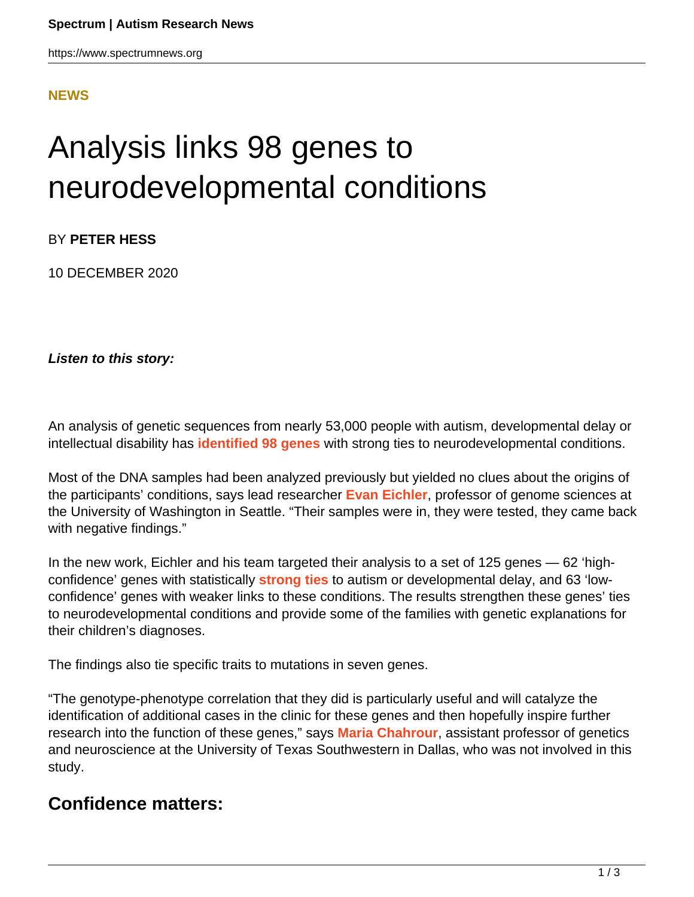NEWS

# Analysis links 98 genes to neurodevelopmental conditions

BY **PETER HESS**

10 DECEMBER 2020

***Listen to this story:***

An analysis of genetic sequences from nearly 53,000 people with autism, developmental delay or intellectual disability has **identified 98 genes** with strong ties to neurodevelopmental conditions.

Most of the DNA samples had been analyzed previously but yielded no clues about the origins of the participants' conditions, says lead researcher **Evan Eichler**, professor of genome sciences at the University of Washington in Seattle. "Their samples were in, they were tested, they came back with negative findings."

In the new work, Eichler and his team targeted their analysis to a set of 125 genes — 62 'high-confidence' genes with statistically **strong ties** to autism or developmental delay, and 63 'low-confidence' genes with weaker links to these conditions. The results strengthen these genes' ties to neurodevelopmental conditions and provide some of the families with genetic explanations for their children's diagnoses.

The findings also tie specific traits to mutations in seven genes.

"The genotype-phenotype correlation that they did is particularly useful and will catalyze the identification of additional cases in the clinic for these genes and then hopefully inspire further research into the function of these genes," says **Maria Chahrour**, assistant professor of genetics and neuroscience at the University of Texas Southwestern in Dallas, who was not involved in this study.

## Confidence matters: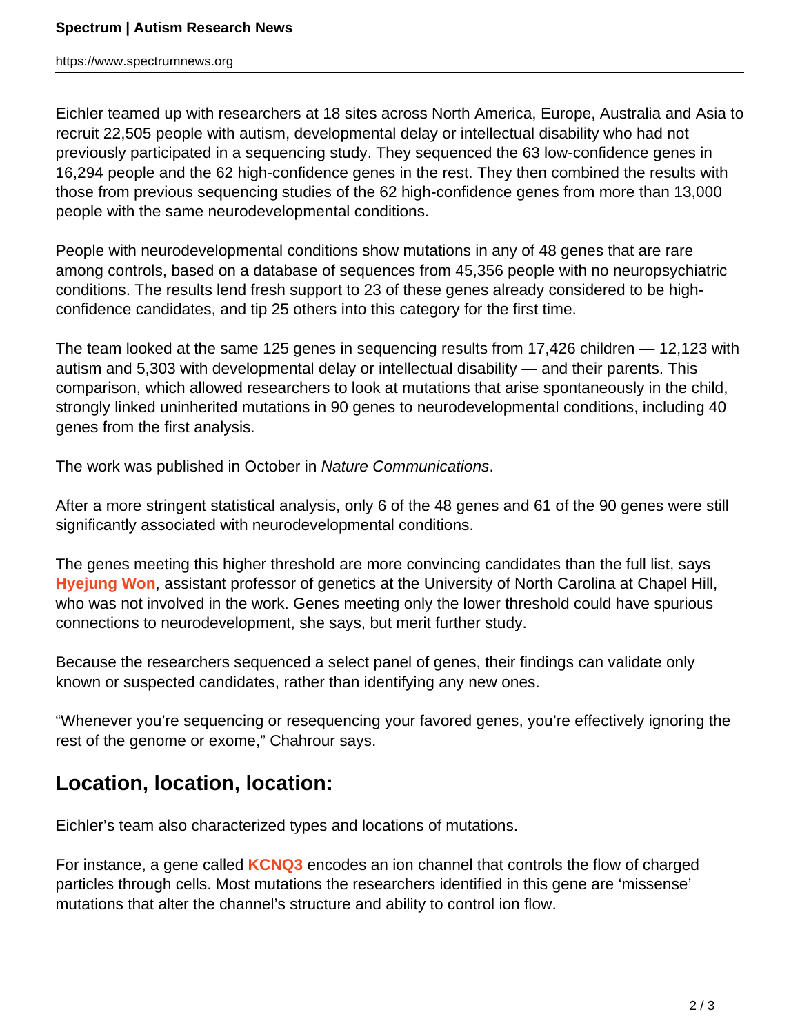Eichler teamed up with researchers at 18 sites across North America, Europe, Australia and Asia to recruit 22,505 people with autism, developmental delay or intellectual disability who had not previously participated in a sequencing study. They sequenced the 63 low-confidence genes in 16,294 people and the 62 high-confidence genes in the rest. They then combined the results with those from previous sequencing studies of the 62 high-confidence genes from more than 13,000 people with the same neurodevelopmental conditions.

People with neurodevelopmental conditions show mutations in any of 48 genes that are rare among controls, based on a database of sequences from 45,356 people with no neuropsychiatric conditions. The results lend fresh support to 23 of these genes already considered to be high-confidence candidates, and tip 25 others into this category for the first time.

The team looked at the same 125 genes in sequencing results from 17,426 children — 12,123 with autism and 5,303 with developmental delay or intellectual disability — and their parents. This comparison, which allowed researchers to look at mutations that arise spontaneously in the child, strongly linked uninherited mutations in 90 genes to neurodevelopmental conditions, including 40 genes from the first analysis.

The work was published in October in *Nature Communications*.

After a more stringent statistical analysis, only 6 of the 48 genes and 61 of the 90 genes were still significantly associated with neurodevelopmental conditions.

The genes meeting this higher threshold are more convincing candidates than the full list, says **Hyejung Won**, assistant professor of genetics at the University of North Carolina at Chapel Hill, who was not involved in the work. Genes meeting only the lower threshold could have spurious connections to neurodevelopment, she says, but merit further study.

Because the researchers sequenced a select panel of genes, their findings can validate only known or suspected candidates, rather than identifying any new ones.

“Whenever you’re sequencing or resequencing your favored genes, you’re effectively ignoring the rest of the genome or exome,” Chahrour says.

## Location, location, location:

Eichler’s team also characterized types and locations of mutations.

For instance, a gene called **KCNQ3** encodes an ion channel that controls the flow of charged particles through cells. Most mutations the researchers identified in this gene are ‘missense’ mutations that alter the channel’s structure and ability to control ion flow.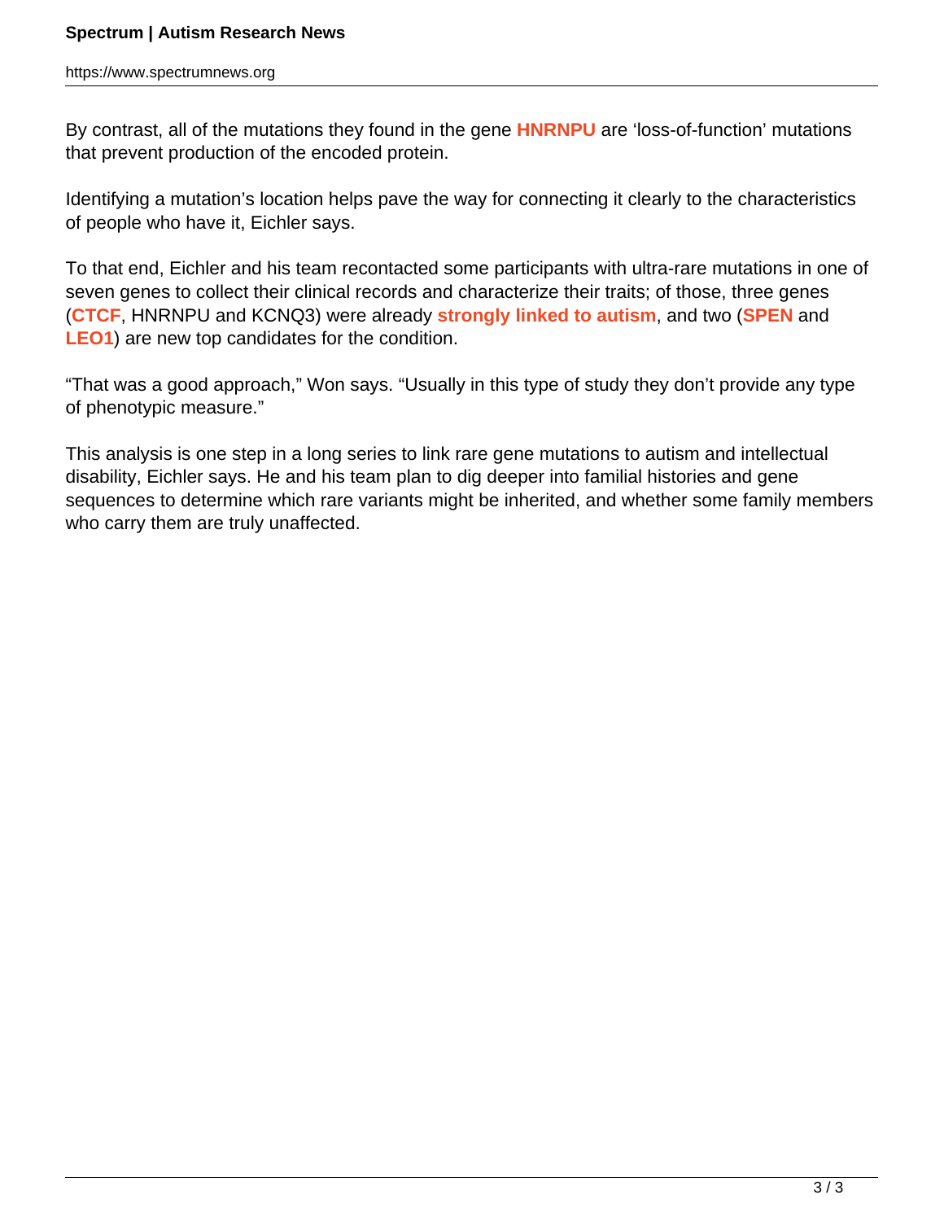By contrast, all of the mutations they found in the gene **HNRNPU** are 'loss-of-function' mutations that prevent production of the encoded protein.

Identifying a mutation's location helps pave the way for connecting it clearly to the characteristics of people who have it, Eichler says.

To that end, Eichler and his team recontacted some participants with ultra-rare mutations in one of seven genes to collect their clinical records and characterize their traits; of those, three genes (**CTCF**, HNRNPU and KCNQ3) were already **strongly linked to autism**, and two (**SPEN** and **LEO1**) are new top candidates for the condition.

"That was a good approach," Won says. "Usually in this type of study they don't provide any type of phenotypic measure."

This analysis is one step in a long series to link rare gene mutations to autism and intellectual disability, Eichler says. He and his team plan to dig deeper into familial histories and gene sequences to determine which rare variants might be inherited, and whether some family members who carry them are truly unaffected.